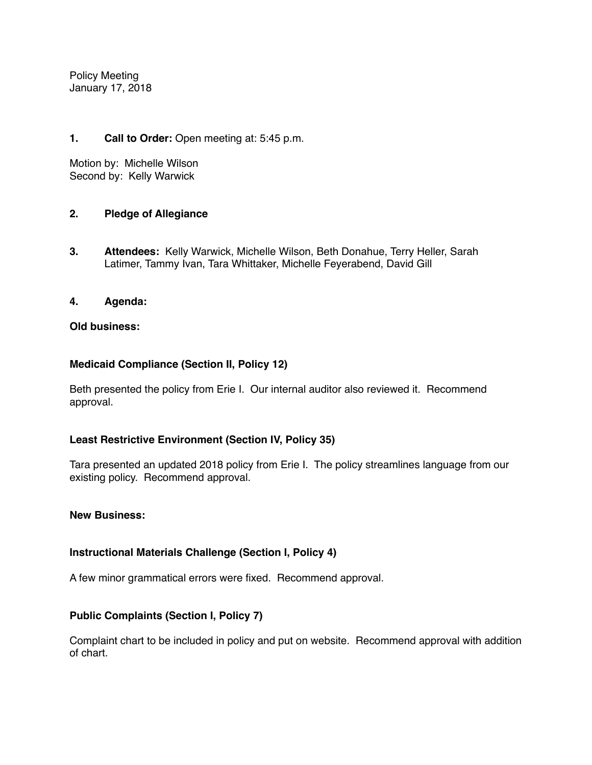Policy Meeting
January 17, 2018

**1. Call to Order:** Open meeting at: 5:45 p.m.

Motion by: Michelle Wilson
Second by: Kelly Warwick

**2. Pledge of Allegiance**

**3. Attendees:** Kelly Warwick, Michelle Wilson, Beth Donahue, Terry Heller, Sarah Latimer, Tammy Ivan, Tara Whittaker, Michelle Feyerabend, David Gill

**4. Agenda:**

**Old business:**

**Medicaid Compliance (Section II, Policy 12)**

Beth presented the policy from Erie I. Our internal auditor also reviewed it. Recommend approval.

**Least Restrictive Environment (Section IV, Policy 35)**

Tara presented an updated 2018 policy from Erie I. The policy streamlines language from our existing policy. Recommend approval.

**New Business:**

**Instructional Materials Challenge (Section I, Policy 4)**

A few minor grammatical errors were fixed. Recommend approval.

**Public Complaints (Section I, Policy 7)**

Complaint chart to be included in policy and put on website. Recommend approval with addition of chart.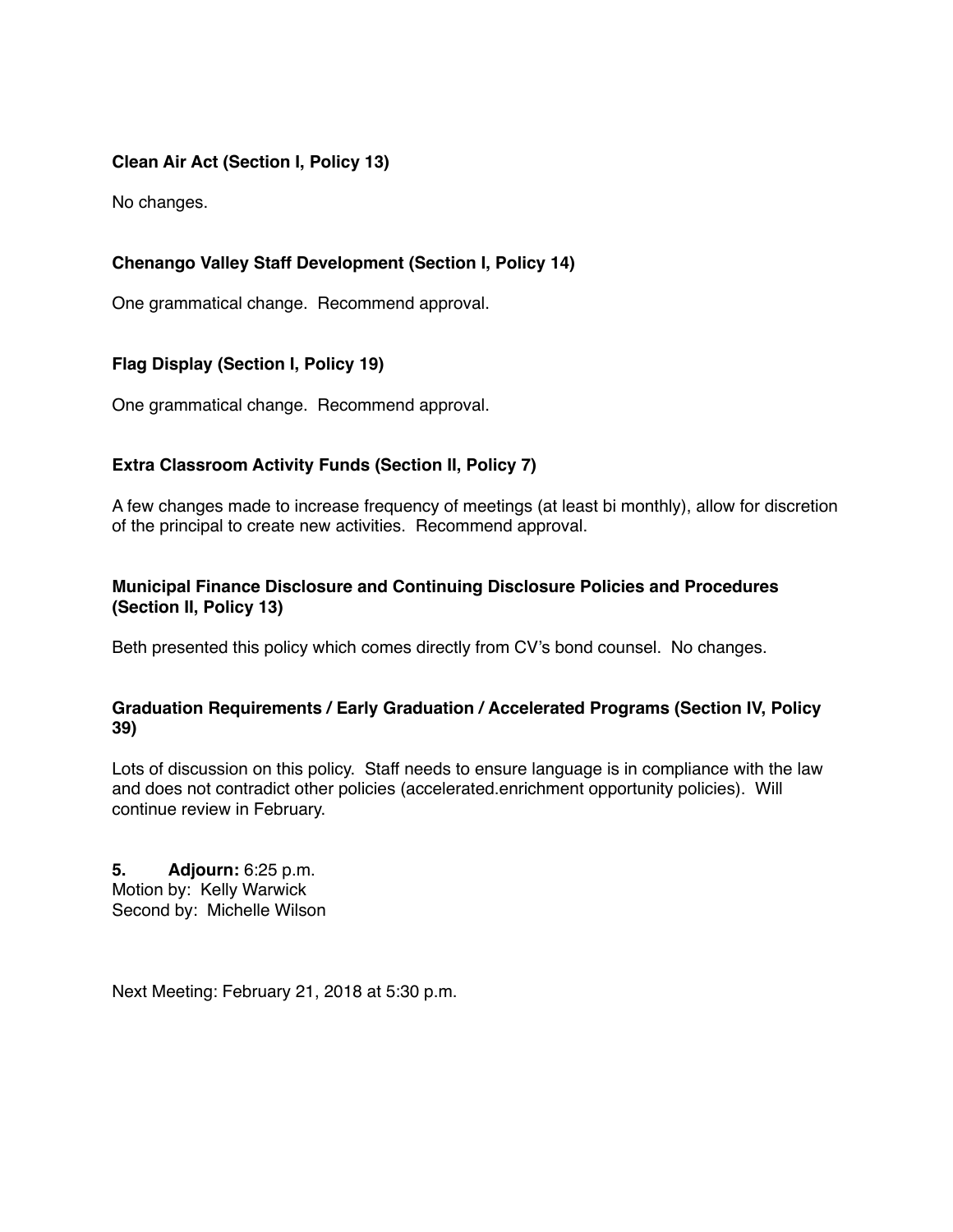**Clean Air Act (Section I, Policy 13)**

No changes.

**Chenango Valley Staff Development (Section I, Policy 14)**

One grammatical change. Recommend approval.

**Flag Display (Section I, Policy 19)**

One grammatical change. Recommend approval.

**Extra Classroom Activity Funds (Section II, Policy 7)**

A few changes made to increase frequency of meetings (at least bi monthly), allow for discretion of the principal to create new activities. Recommend approval.

**Municipal Finance Disclosure and Continuing Disclosure Policies and Procedures (Section II, Policy 13)**

Beth presented this policy which comes directly from CV's bond counsel. No changes.

**Graduation Requirements / Early Graduation / Accelerated Programs (Section IV, Policy 39)**

Lots of discussion on this policy. Staff needs to ensure language is in compliance with the law and does not contradict other policies (accelerated.enrichment opportunity policies). Will continue review in February.

**5. Adjourn:** 6:25 p.m.
Motion by: Kelly Warwick
Second by: Michelle Wilson

Next Meeting: February 21, 2018 at 5:30 p.m.